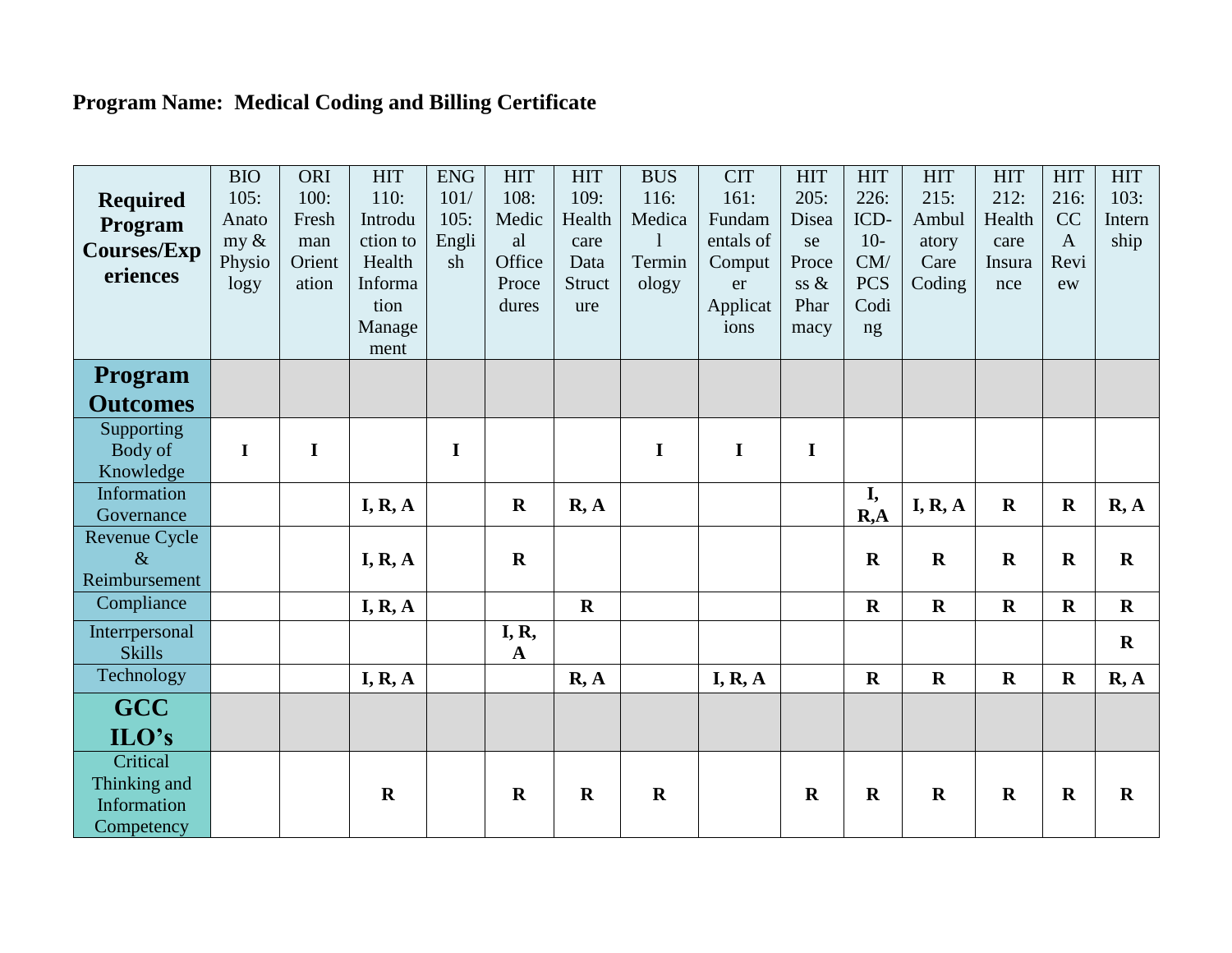**Program Name: Medical Coding and Billing Certificate**

| Required Program Courses/Experiences | BIO 105: Anatomy & Physiology | ORI 100: Freshman Orientation | HIT 110: Introduction to Health Information Management | ENG 101/105: English | HIT 108: Medical Office Procedures | HIT 109: Healthcare Data Structure | BUS 116: Medical Terminology | CIT 161: Fundamentals of Computer Applications | HIT 205: Disease Process & Pharmacy | HIT 226: ICD-10-CM/PCS Coding | HIT 215: Ambulatory Care Coding | HIT 212: Healthcare Insurance | HIT 216: CCA Review | HIT 103: Internship |
|---|---|---|---|---|---|---|---|---|---|---|---|---|---|---|
| **Program Outcomes** | | | | | | | | | | | | | | |
| Supporting Body of Knowledge | **I** | **I** | | **I** | | | **I** | **I** | **I** | | | | | |
| Information Governance | | | **I, R, A** | | **R** | **R, A** | | | | **I, R,A** | **I, R, A** | **R** | **R** | **R, A** |
| Revenue Cycle & Reimbursement | | | **I, R, A** | | **R** | | | | | **R** | **R** | **R** | **R** | **R** |
| Compliance | | | **I, R, A** | | | **R** | | | | **R** | **R** | **R** | **R** | **R** |
| Interrpersonal Skills | | | | | **I, R, A** | | | | | | | | | **R** |
| Technology | | | **I, R, A** | | | **R, A** | | **I, R, A** | | **R** | **R** | **R** | **R** | **R, A** |
| **GCC ILO's** | | | | | | | | | | | | | | |
| Critical Thinking and Information Competency | | | **R** | | **R** | **R** | **R** | | **R** | **R** | **R** | **R** | **R** | **R** |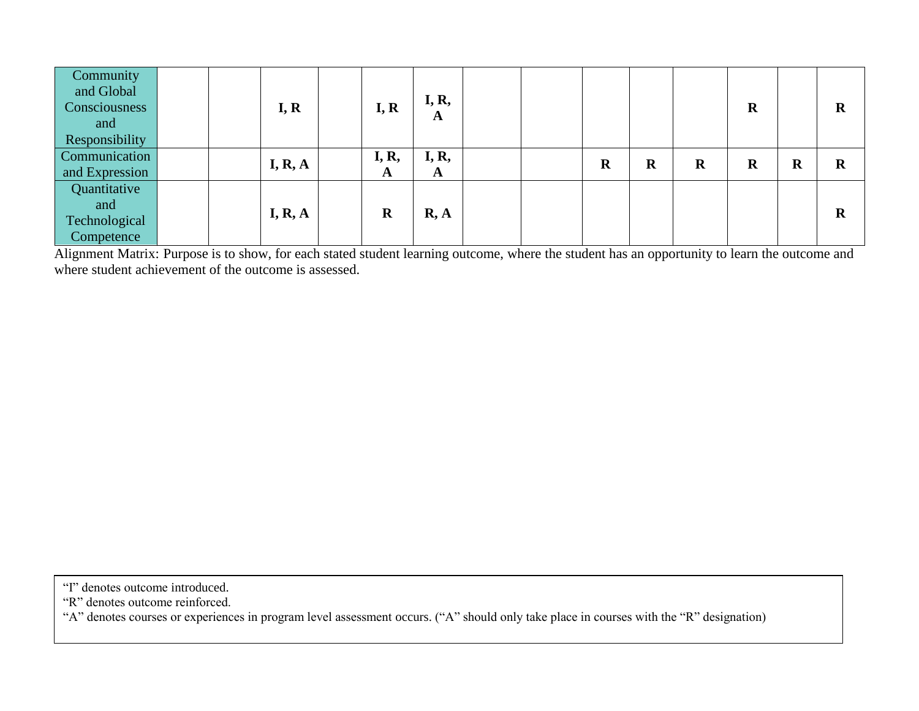| | | | | | | | | | | | | | | |
|---|---|---|---|---|---|---|---|---|---|---|---|---|---|---|
| Community and Global Consciousness and Responsibility | | | **I, R** | | **I, R** | **I, R, A** | | | | | | **R** | | **R** |
| Communication and Expression | | | **I, R, A** | | **I, R, A** | **I, R, A** | | | **R** | **R** | **R** | **R** | **R** | **R** |
| Quantitative and Technological Competence | | | **I, R, A** | | **R** | **R, A** | | | | | | | | **R** |

Alignment Matrix: Purpose is to show, for each stated student learning outcome, where the student has an opportunity to learn the outcome and where student achievement of the outcome is assessed.

"I" denotes outcome introduced.
"R" denotes outcome reinforced.
"A" denotes courses or experiences in program level assessment occurs. ("A" should only take place in courses with the "R" designation)